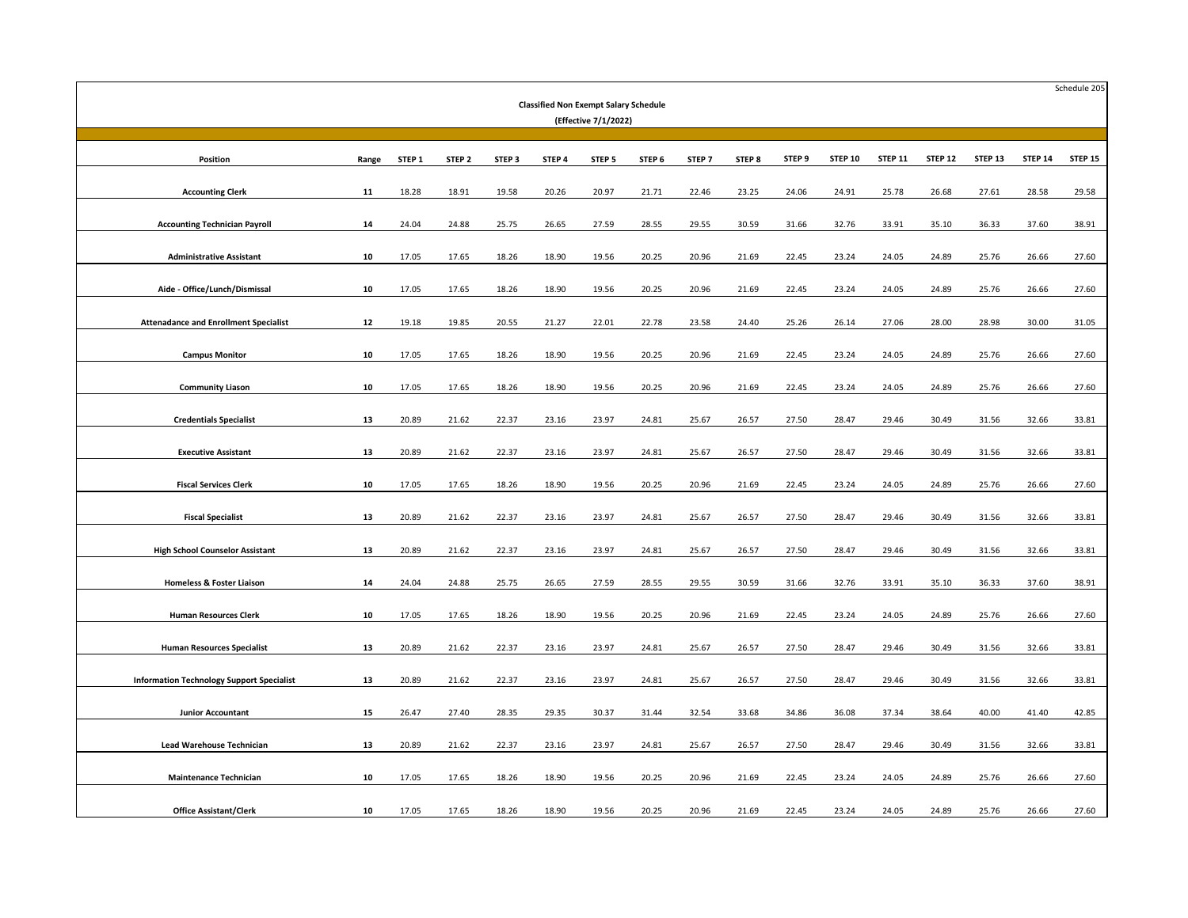Schedule 205

## Classified Non Exempt Salary Schedule

(Effective 7/1/2022)

| Position | Range | STEP 1 | STEP 2 | STEP 3 | STEP 4 | STEP 5 | STEP 6 | STEP 7 | STEP 8 | STEP 9 | STEP 10 | STEP 11 | STEP 12 | STEP 13 | STEP 14 | STEP 15 |
|---|---|---|---|---|---|---|---|---|---|---|---|---|---|---|---|---|
| **Accounting Clerk** | **11** | 18.28 | 18.91 | 19.58 | 20.26 | 20.97 | 21.71 | 22.46 | 23.25 | 24.06 | 24.91 | 25.78 | 26.68 | 27.61 | 28.58 | 29.58 |
| **Accounting Technician Payroll** | **14** | 24.04 | 24.88 | 25.75 | 26.65 | 27.59 | 28.55 | 29.55 | 30.59 | 31.66 | 32.76 | 33.91 | 35.10 | 36.33 | 37.60 | 38.91 |
| **Administrative Assistant** | **10** | 17.05 | 17.65 | 18.26 | 18.90 | 19.56 | 20.25 | 20.96 | 21.69 | 22.45 | 23.24 | 24.05 | 24.89 | 25.76 | 26.66 | 27.60 |
| **Aide - Office/Lunch/Dismissal** | **10** | 17.05 | 17.65 | 18.26 | 18.90 | 19.56 | 20.25 | 20.96 | 21.69 | 22.45 | 23.24 | 24.05 | 24.89 | 25.76 | 26.66 | 27.60 |
| **Attenadance and Enrollment Specialist** | **12** | 19.18 | 19.85 | 20.55 | 21.27 | 22.01 | 22.78 | 23.58 | 24.40 | 25.26 | 26.14 | 27.06 | 28.00 | 28.98 | 30.00 | 31.05 |
| **Campus Monitor** | **10** | 17.05 | 17.65 | 18.26 | 18.90 | 19.56 | 20.25 | 20.96 | 21.69 | 22.45 | 23.24 | 24.05 | 24.89 | 25.76 | 26.66 | 27.60 |
| **Community Liason** | **10** | 17.05 | 17.65 | 18.26 | 18.90 | 19.56 | 20.25 | 20.96 | 21.69 | 22.45 | 23.24 | 24.05 | 24.89 | 25.76 | 26.66 | 27.60 |
| **Credentials Specialist** | **13** | 20.89 | 21.62 | 22.37 | 23.16 | 23.97 | 24.81 | 25.67 | 26.57 | 27.50 | 28.47 | 29.46 | 30.49 | 31.56 | 32.66 | 33.81 |
| **Executive Assistant** | **13** | 20.89 | 21.62 | 22.37 | 23.16 | 23.97 | 24.81 | 25.67 | 26.57 | 27.50 | 28.47 | 29.46 | 30.49 | 31.56 | 32.66 | 33.81 |
| **Fiscal Services Clerk** | **10** | 17.05 | 17.65 | 18.26 | 18.90 | 19.56 | 20.25 | 20.96 | 21.69 | 22.45 | 23.24 | 24.05 | 24.89 | 25.76 | 26.66 | 27.60 |
| **Fiscal Specialist** | **13** | 20.89 | 21.62 | 22.37 | 23.16 | 23.97 | 24.81 | 25.67 | 26.57 | 27.50 | 28.47 | 29.46 | 30.49 | 31.56 | 32.66 | 33.81 |
| **High School Counselor Assistant** | **13** | 20.89 | 21.62 | 22.37 | 23.16 | 23.97 | 24.81 | 25.67 | 26.57 | 27.50 | 28.47 | 29.46 | 30.49 | 31.56 | 32.66 | 33.81 |
| **Homeless & Foster Liaison** | **14** | 24.04 | 24.88 | 25.75 | 26.65 | 27.59 | 28.55 | 29.55 | 30.59 | 31.66 | 32.76 | 33.91 | 35.10 | 36.33 | 37.60 | 38.91 |
| **Human Resources Clerk** | **10** | 17.05 | 17.65 | 18.26 | 18.90 | 19.56 | 20.25 | 20.96 | 21.69 | 22.45 | 23.24 | 24.05 | 24.89 | 25.76 | 26.66 | 27.60 |
| **Human Resources Specialist** | **13** | 20.89 | 21.62 | 22.37 | 23.16 | 23.97 | 24.81 | 25.67 | 26.57 | 27.50 | 28.47 | 29.46 | 30.49 | 31.56 | 32.66 | 33.81 |
| **Information Technology Support Specialist** | **13** | 20.89 | 21.62 | 22.37 | 23.16 | 23.97 | 24.81 | 25.67 | 26.57 | 27.50 | 28.47 | 29.46 | 30.49 | 31.56 | 32.66 | 33.81 |
| **Junior Accountant** | **15** | 26.47 | 27.40 | 28.35 | 29.35 | 30.37 | 31.44 | 32.54 | 33.68 | 34.86 | 36.08 | 37.34 | 38.64 | 40.00 | 41.40 | 42.85 |
| **Lead Warehouse Technician** | **13** | 20.89 | 21.62 | 22.37 | 23.16 | 23.97 | 24.81 | 25.67 | 26.57 | 27.50 | 28.47 | 29.46 | 30.49 | 31.56 | 32.66 | 33.81 |
| **Maintenance Technician** | **10** | 17.05 | 17.65 | 18.26 | 18.90 | 19.56 | 20.25 | 20.96 | 21.69 | 22.45 | 23.24 | 24.05 | 24.89 | 25.76 | 26.66 | 27.60 |
| **Office Assistant/Clerk** | **10** | 17.05 | 17.65 | 18.26 | 18.90 | 19.56 | 20.25 | 20.96 | 21.69 | 22.45 | 23.24 | 24.05 | 24.89 | 25.76 | 26.66 | 27.60 |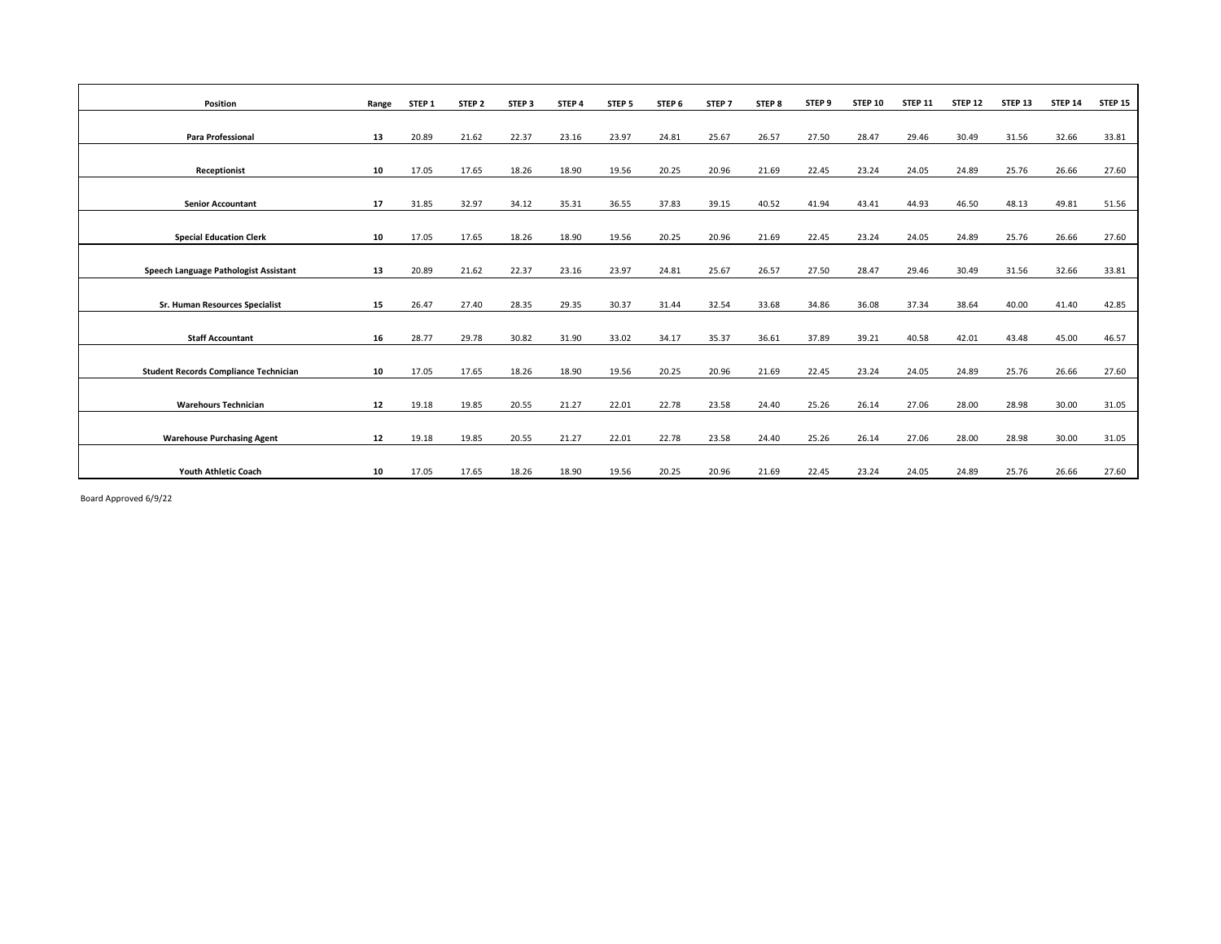| Position | Range | STEP 1 | STEP 2 | STEP 3 | STEP 4 | STEP 5 | STEP 6 | STEP 7 | STEP 8 | STEP 9 | STEP 10 | STEP 11 | STEP 12 | STEP 13 | STEP 14 | STEP 15 |
|---|---|---|---|---|---|---|---|---|---|---|---|---|---|---|---|---|
| **Para Professional** | **13** | 20.89 | 21.62 | 22.37 | 23.16 | 23.97 | 24.81 | 25.67 | 26.57 | 27.50 | 28.47 | 29.46 | 30.49 | 31.56 | 32.66 | 33.81 |
| **Receptionist** | **10** | 17.05 | 17.65 | 18.26 | 18.90 | 19.56 | 20.25 | 20.96 | 21.69 | 22.45 | 23.24 | 24.05 | 24.89 | 25.76 | 26.66 | 27.60 |
| **Senior Accountant** | **17** | 31.85 | 32.97 | 34.12 | 35.31 | 36.55 | 37.83 | 39.15 | 40.52 | 41.94 | 43.41 | 44.93 | 46.50 | 48.13 | 49.81 | 51.56 |
| **Special Education Clerk** | **10** | 17.05 | 17.65 | 18.26 | 18.90 | 19.56 | 20.25 | 20.96 | 21.69 | 22.45 | 23.24 | 24.05 | 24.89 | 25.76 | 26.66 | 27.60 |
| **Speech Language Pathologist Assistant** | **13** | 20.89 | 21.62 | 22.37 | 23.16 | 23.97 | 24.81 | 25.67 | 26.57 | 27.50 | 28.47 | 29.46 | 30.49 | 31.56 | 32.66 | 33.81 |
| **Sr. Human Resources Specialist** | **15** | 26.47 | 27.40 | 28.35 | 29.35 | 30.37 | 31.44 | 32.54 | 33.68 | 34.86 | 36.08 | 37.34 | 38.64 | 40.00 | 41.40 | 42.85 |
| **Staff Accountant** | **16** | 28.77 | 29.78 | 30.82 | 31.90 | 33.02 | 34.17 | 35.37 | 36.61 | 37.89 | 39.21 | 40.58 | 42.01 | 43.48 | 45.00 | 46.57 |
| **Student Records Compliance Technician** | **10** | 17.05 | 17.65 | 18.26 | 18.90 | 19.56 | 20.25 | 20.96 | 21.69 | 22.45 | 23.24 | 24.05 | 24.89 | 25.76 | 26.66 | 27.60 |
| **Warehours Technician** | **12** | 19.18 | 19.85 | 20.55 | 21.27 | 22.01 | 22.78 | 23.58 | 24.40 | 25.26 | 26.14 | 27.06 | 28.00 | 28.98 | 30.00 | 31.05 |
| **Warehouse Purchasing Agent** | **12** | 19.18 | 19.85 | 20.55 | 21.27 | 22.01 | 22.78 | 23.58 | 24.40 | 25.26 | 26.14 | 27.06 | 28.00 | 28.98 | 30.00 | 31.05 |
| **Youth Athletic Coach** | **10** | 17.05 | 17.65 | 18.26 | 18.90 | 19.56 | 20.25 | 20.96 | 21.69 | 22.45 | 23.24 | 24.05 | 24.89 | 25.76 | 26.66 | 27.60 |

Board Approved 6/9/22